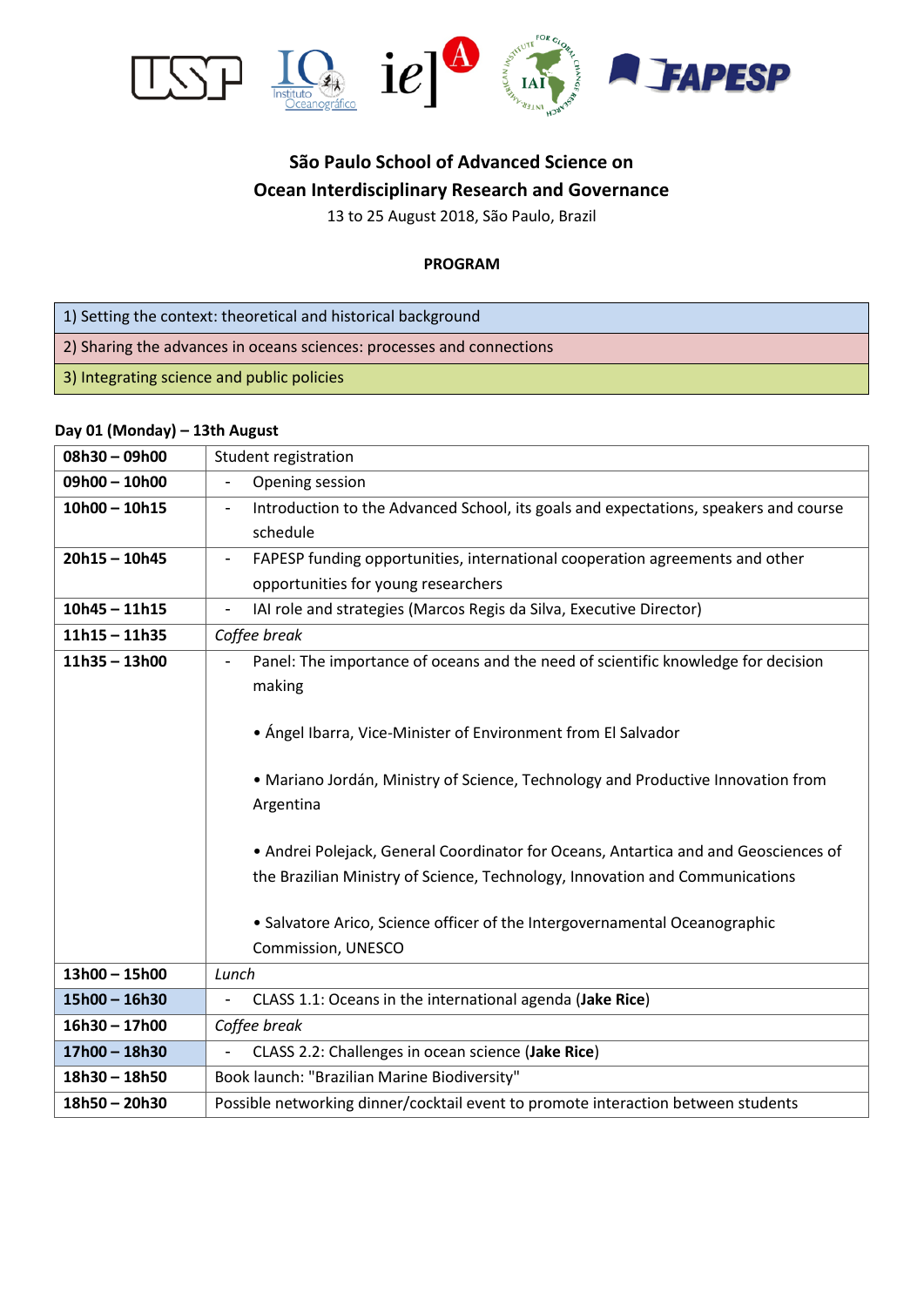# São Paulo School of Advanced Science on Ocean Interdisciplinary Research and Governance

13 to 25 August 2018, São Paulo, Brazil

**PROGRAM**

| |
|---|
| 1) Setting the context: theoretical and historical background |
| 2) Sharing the advances in oceans sciences: processes and connections |
| 3) Integrating science and public policies |

**Day 01 (Monday) – 13th August**

| | |
|---|---|
| **08h30 – 09h00** | Student registration |
| **09h00 – 10h00** | - Opening session |
| **10h00 – 10h15** | - Introduction to the Advanced School, its goals and expectations, speakers and course schedule |
| **20h15 – 10h45** | - FAPESP funding opportunities, international cooperation agreements and other opportunities for young researchers |
| **10h45 – 11h15** | - IAI role and strategies (Marcos Regis da Silva, Executive Director) |
| **11h15 – 11h35** | *Coffee break* |
| **11h35 – 13h00** | - Panel: The importance of oceans and the need of scientific knowledge for decision making<br><br>• Ángel Ibarra, Vice-Minister of Environment from El Salvador<br><br>• Mariano Jordán, Ministry of Science, Technology and Productive Innovation from Argentina<br><br>• Andrei Polejack, General Coordinator for Oceans, Antartica and and Geosciences of the Brazilian Ministry of Science, Technology, Innovation and Communications<br><br>• Salvatore Arico, Science officer of the Intergovernamental Oceanographic Commission, UNESCO |
| **13h00 – 15h00** | *Lunch* |
| **15h00 – 16h30** | - CLASS 1.1: Oceans in the international agenda (**Jake Rice**) |
| **16h30 – 17h00** | *Coffee break* |
| **17h00 – 18h30** | - CLASS 2.2: Challenges in ocean science (**Jake Rice**) |
| **18h30 – 18h50** | Book launch: "Brazilian Marine Biodiversity" |
| **18h50 – 20h30** | Possible networking dinner/cocktail event to promote interaction between students |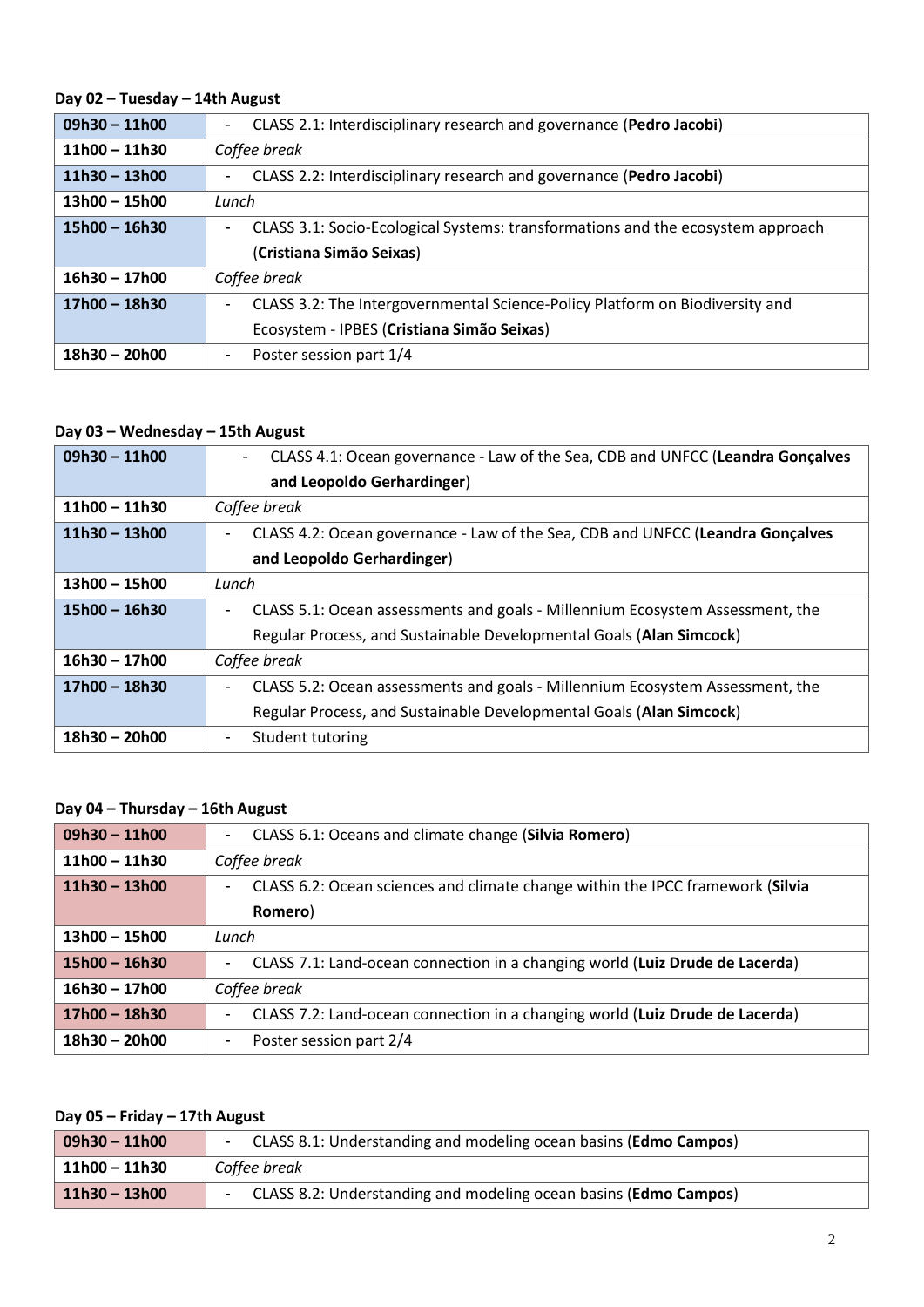**Day 02 – Tuesday – 14th August**

| | |
|---|---|
| **09h30 – 11h00** | - CLASS 2.1: Interdisciplinary research and governance (**Pedro Jacobi**) |
| **11h00 – 11h30** | *Coffee break* |
| **11h30 – 13h00** | - CLASS 2.2: Interdisciplinary research and governance (**Pedro Jacobi**) |
| **13h00 – 15h00** | *Lunch* |
| **15h00 – 16h30** | - CLASS 3.1: Socio-Ecological Systems: transformations and the ecosystem approach (**Cristiana Simão Seixas**) |
| **16h30 – 17h00** | *Coffee break* |
| **17h00 – 18h30** | - CLASS 3.2: The Intergovernmental Science-Policy Platform on Biodiversity and Ecosystem - IPBES (**Cristiana Simão Seixas**) |
| **18h30 – 20h00** | - Poster session part 1/4 |

**Day 03 – Wednesday – 15th August**

| | |
|---|---|
| **09h30 – 11h00** | - CLASS 4.1: Ocean governance - Law of the Sea, CDB and UNFCC (**Leandra Gonçalves and Leopoldo Gerhardinger**) |
| **11h00 – 11h30** | *Coffee break* |
| **11h30 – 13h00** | - CLASS 4.2: Ocean governance - Law of the Sea, CDB and UNFCC (**Leandra Gonçalves and Leopoldo Gerhardinger**) |
| **13h00 – 15h00** | *Lunch* |
| **15h00 – 16h30** | - CLASS 5.1: Ocean assessments and goals - Millennium Ecosystem Assessment, the Regular Process, and Sustainable Developmental Goals (**Alan Simcock**) |
| **16h30 – 17h00** | *Coffee break* |
| **17h00 – 18h30** | - CLASS 5.2: Ocean assessments and goals - Millennium Ecosystem Assessment, the Regular Process, and Sustainable Developmental Goals (**Alan Simcock**) |
| **18h30 – 20h00** | - Student tutoring |

**Day 04 – Thursday – 16th August**

| | |
|---|---|
| **09h30 – 11h00** | - CLASS 6.1: Oceans and climate change (**Silvia Romero**) |
| **11h00 – 11h30** | *Coffee break* |
| **11h30 – 13h00** | - CLASS 6.2: Ocean sciences and climate change within the IPCC framework (**Silvia Romero**) |
| **13h00 – 15h00** | *Lunch* |
| **15h00 – 16h30** | - CLASS 7.1: Land-ocean connection in a changing world (**Luiz Drude de Lacerda**) |
| **16h30 – 17h00** | *Coffee break* |
| **17h00 – 18h30** | - CLASS 7.2: Land-ocean connection in a changing world (**Luiz Drude de Lacerda**) |
| **18h30 – 20h00** | - Poster session part 2/4 |

**Day 05 – Friday – 17th August**

| | |
|---|---|
| **09h30 – 11h00** | - CLASS 8.1: Understanding and modeling ocean basins (**Edmo Campos**) |
| **11h00 – 11h30** | *Coffee break* |
| **11h30 – 13h00** | - CLASS 8.2: Understanding and modeling ocean basins (**Edmo Campos**) |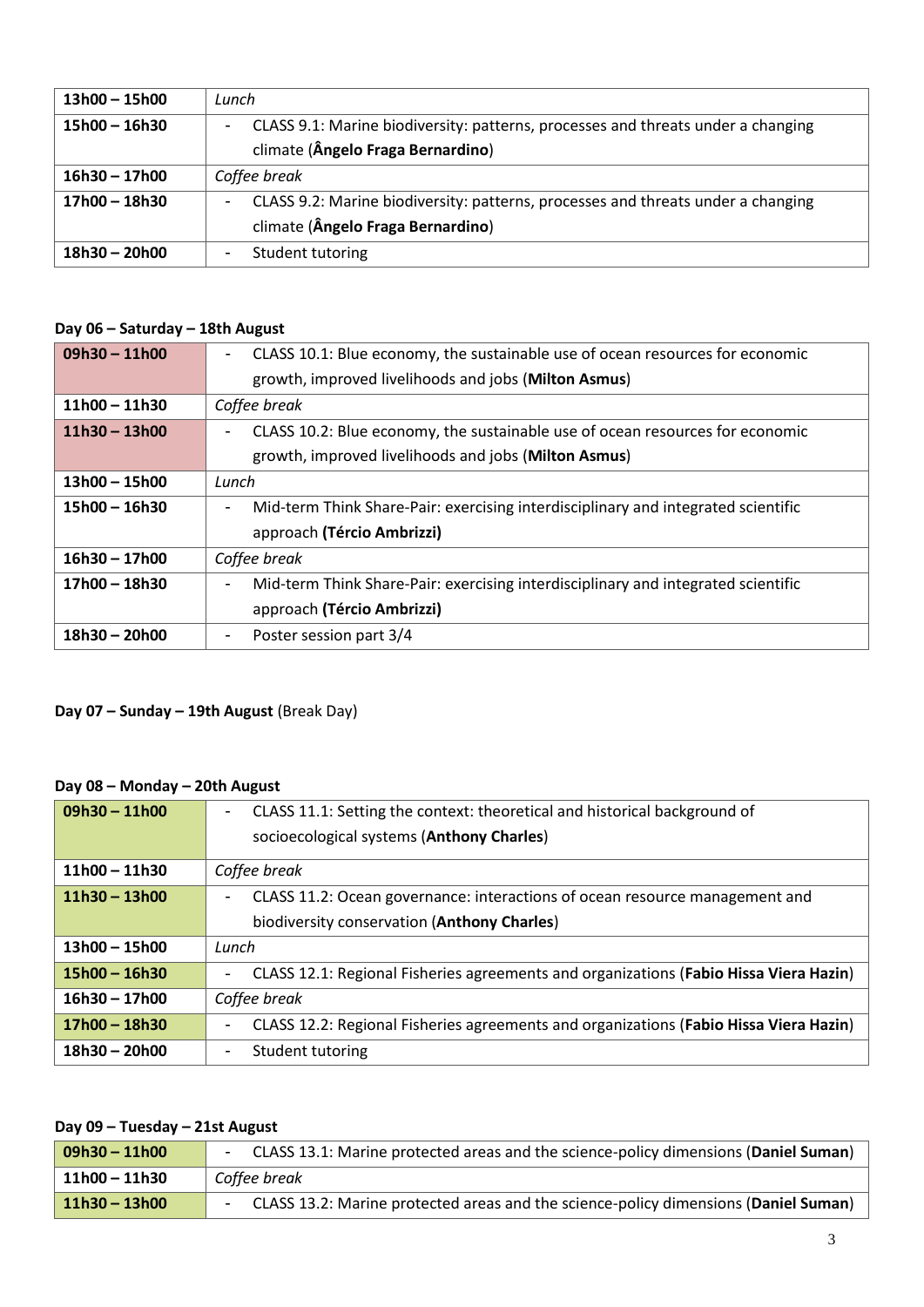| | |
|---|---|
| **13h00 – 15h00** | *Lunch* |
| **15h00 – 16h30** | - CLASS 9.1: Marine biodiversity: patterns, processes and threats under a changing climate (**Ângelo Fraga Bernardino**) |
| **16h30 – 17h00** | *Coffee break* |
| **17h00 – 18h30** | - CLASS 9.2: Marine biodiversity: patterns, processes and threats under a changing climate (**Ângelo Fraga Bernardino**) |
| **18h30 – 20h00** | - Student tutoring |

**Day 06 – Saturday – 18th August**

| | |
|---|---|
| **09h30 – 11h00** | - CLASS 10.1: Blue economy, the sustainable use of ocean resources for economic growth, improved livelihoods and jobs (**Milton Asmus**) |
| **11h00 – 11h30** | *Coffee break* |
| **11h30 – 13h00** | - CLASS 10.2: Blue economy, the sustainable use of ocean resources for economic growth, improved livelihoods and jobs (**Milton Asmus**) |
| **13h00 – 15h00** | *Lunch* |
| **15h00 – 16h30** | - Mid-term Think Share-Pair: exercising interdisciplinary and integrated scientific approach **(Tércio Ambrizzi)** |
| **16h30 – 17h00** | *Coffee break* |
| **17h00 – 18h30** | - Mid-term Think Share-Pair: exercising interdisciplinary and integrated scientific approach **(Tércio Ambrizzi)** |
| **18h30 – 20h00** | - Poster session part 3/4 |

**Day 07 – Sunday – 19th August** (Break Day)

**Day 08 – Monday – 20th August**

| | |
|---|---|
| **09h30 – 11h00** | - CLASS 11.1: Setting the context: theoretical and historical background of socioecological systems (**Anthony Charles**) |
| **11h00 – 11h30** | *Coffee break* |
| **11h30 – 13h00** | - CLASS 11.2: Ocean governance: interactions of ocean resource management and biodiversity conservation (**Anthony Charles**) |
| **13h00 – 15h00** | *Lunch* |
| **15h00 – 16h30** | - CLASS 12.1: Regional Fisheries agreements and organizations (**Fabio Hissa Viera Hazin**) |
| **16h30 – 17h00** | *Coffee break* |
| **17h00 – 18h30** | - CLASS 12.2: Regional Fisheries agreements and organizations (**Fabio Hissa Viera Hazin**) |
| **18h30 – 20h00** | - Student tutoring |

**Day 09 – Tuesday – 21st August**

| | |
|---|---|
| **09h30 – 11h00** | - CLASS 13.1: Marine protected areas and the science-policy dimensions (**Daniel Suman**) |
| **11h00 – 11h30** | *Coffee break* |
| **11h30 – 13h00** | - CLASS 13.2: Marine protected areas and the science-policy dimensions (**Daniel Suman**) |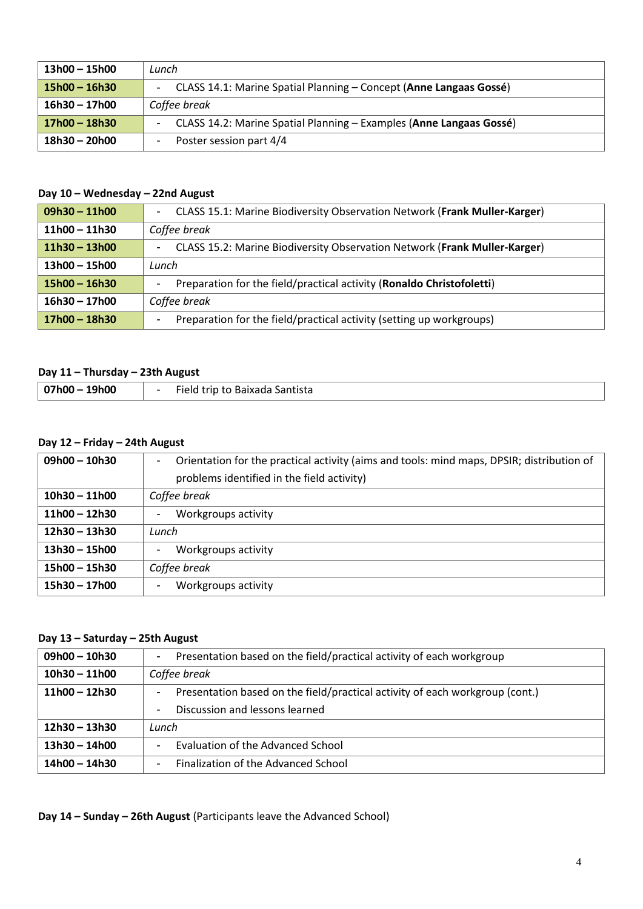| | |
|---|---|
| **13h00 – 15h00** | *Lunch* |
| **15h00 – 16h30** | - CLASS 14.1: Marine Spatial Planning – Concept (**Anne Langaas Gossé**) |
| **16h30 – 17h00** | *Coffee break* |
| **17h00 – 18h30** | - CLASS 14.2: Marine Spatial Planning – Examples (**Anne Langaas Gossé**) |
| **18h30 – 20h00** | - Poster session part 4/4 |

**Day 10 – Wednesday – 22nd August**

| | |
|---|---|
| **09h30 – 11h00** | - CLASS 15.1: Marine Biodiversity Observation Network (**Frank Muller-Karger**) |
| **11h00 – 11h30** | *Coffee break* |
| **11h30 – 13h00** | - CLASS 15.2: Marine Biodiversity Observation Network (**Frank Muller-Karger**) |
| **13h00 – 15h00** | *Lunch* |
| **15h00 – 16h30** | - Preparation for the field/practical activity (**Ronaldo Christofoletti**) |
| **16h30 – 17h00** | *Coffee break* |
| **17h00 – 18h30** | - Preparation for the field/practical activity (setting up workgroups) |

**Day 11 – Thursday – 23th August**

| | |
|---|---|
| **07h00 – 19h00** | - Field trip to Baixada Santista |

**Day 12 – Friday – 24th August**

| | |
|---|---|
| **09h00 – 10h30** | - Orientation for the practical activity (aims and tools: mind maps, DPSIR; distribution of problems identified in the field activity) |
| **10h30 – 11h00** | *Coffee break* |
| **11h00 – 12h30** | - Workgroups activity |
| **12h30 – 13h30** | *Lunch* |
| **13h30 – 15h00** | - Workgroups activity |
| **15h00 – 15h30** | *Coffee break* |
| **15h30 – 17h00** | - Workgroups activity |

**Day 13 – Saturday – 25th August**

| | |
|---|---|
| **09h00 – 10h30** | - Presentation based on the field/practical activity of each workgroup |
| **10h30 – 11h00** | *Coffee break* |
| **11h00 – 12h30** | - Presentation based on the field/practical activity of each workgroup (cont.)<br>- Discussion and lessons learned |
| **12h30 – 13h30** | *Lunch* |
| **13h30 – 14h00** | - Evaluation of the Advanced School |
| **14h00 – 14h30** | - Finalization of the Advanced School |

**Day 14 – Sunday – 26th August** (Participants leave the Advanced School)